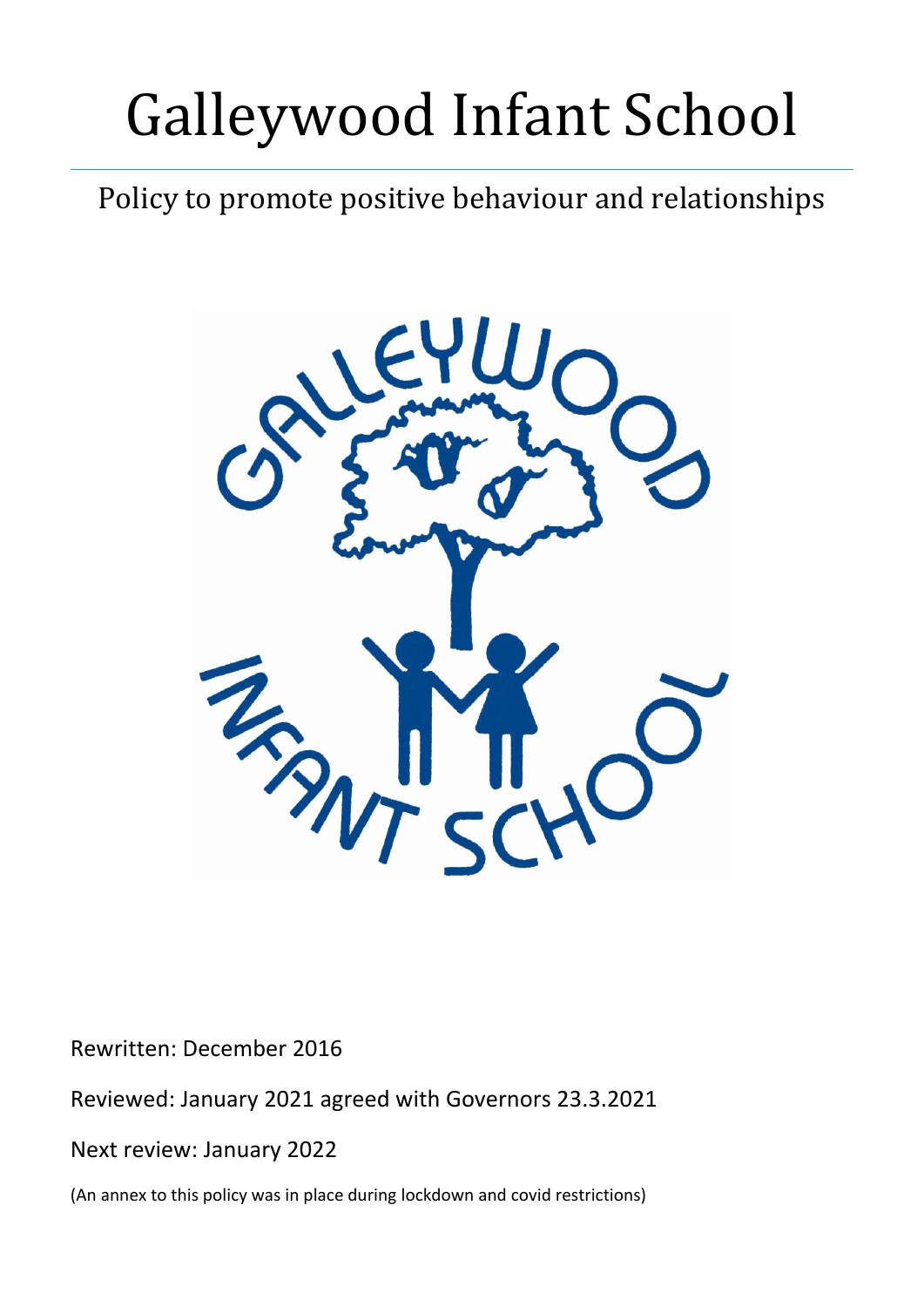# Galleywood Infant School

## Policy to promote positive behaviour and relationships

Rewritten: December 2016

Reviewed: January 2021 agreed with Governors 23.3.2021

Next review: January 2022

(An annex to this policy was in place during lockdown and covid restrictions)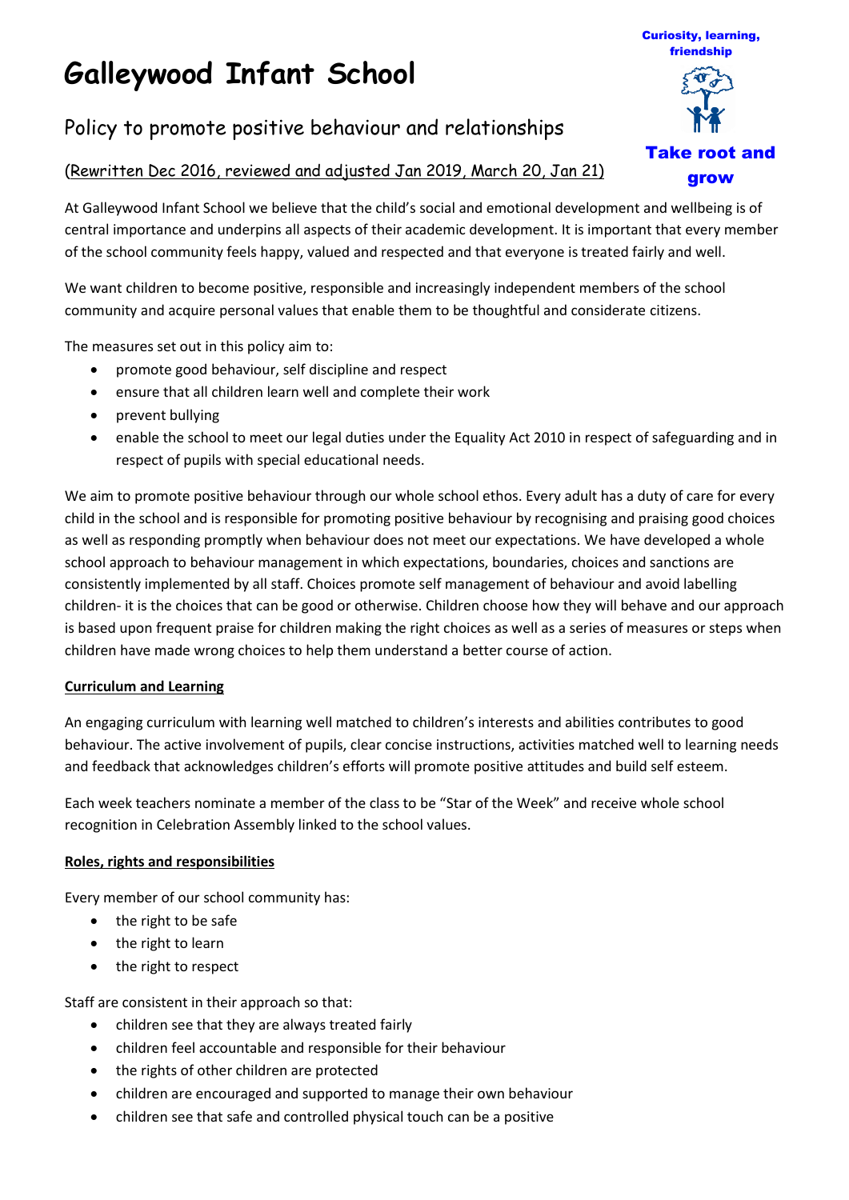# Galleywood Infant School

Curiosity, learning, friendship

Take root and grow

## Policy to promote positive behaviour and relationships

(Rewritten Dec 2016, reviewed and adjusted Jan 2019, March 20, Jan 21)

At Galleywood Infant School we believe that the child's social and emotional development and wellbeing is of central importance and underpins all aspects of their academic development. It is important that every member of the school community feels happy, valued and respected and that everyone is treated fairly and well.

We want children to become positive, responsible and increasingly independent members of the school community and acquire personal values that enable them to be thoughtful and considerate citizens.

The measures set out in this policy aim to:

- promote good behaviour, self discipline and respect
- ensure that all children learn well and complete their work
- prevent bullying
- enable the school to meet our legal duties under the Equality Act 2010 in respect of safeguarding and in respect of pupils with special educational needs.

We aim to promote positive behaviour through our whole school ethos. Every adult has a duty of care for every child in the school and is responsible for promoting positive behaviour by recognising and praising good choices as well as responding promptly when behaviour does not meet our expectations. We have developed a whole school approach to behaviour management in which expectations, boundaries, choices and sanctions are consistently implemented by all staff. Choices promote self management of behaviour and avoid labelling children- it is the choices that can be good or otherwise. Children choose how they will behave and our approach is based upon frequent praise for children making the right choices as well as a series of measures or steps when children have made wrong choices to help them understand a better course of action.

**Curriculum and Learning**

An engaging curriculum with learning well matched to children's interests and abilities contributes to good behaviour. The active involvement of pupils, clear concise instructions, activities matched well to learning needs and feedback that acknowledges children's efforts will promote positive attitudes and build self esteem.

Each week teachers nominate a member of the class to be "Star of the Week" and receive whole school recognition in Celebration Assembly linked to the school values.

**Roles, rights and responsibilities**

Every member of our school community has:

- the right to be safe
- the right to learn
- the right to respect

Staff are consistent in their approach so that:

- children see that they are always treated fairly
- children feel accountable and responsible for their behaviour
- the rights of other children are protected
- children are encouraged and supported to manage their own behaviour
- children see that safe and controlled physical touch can be a positive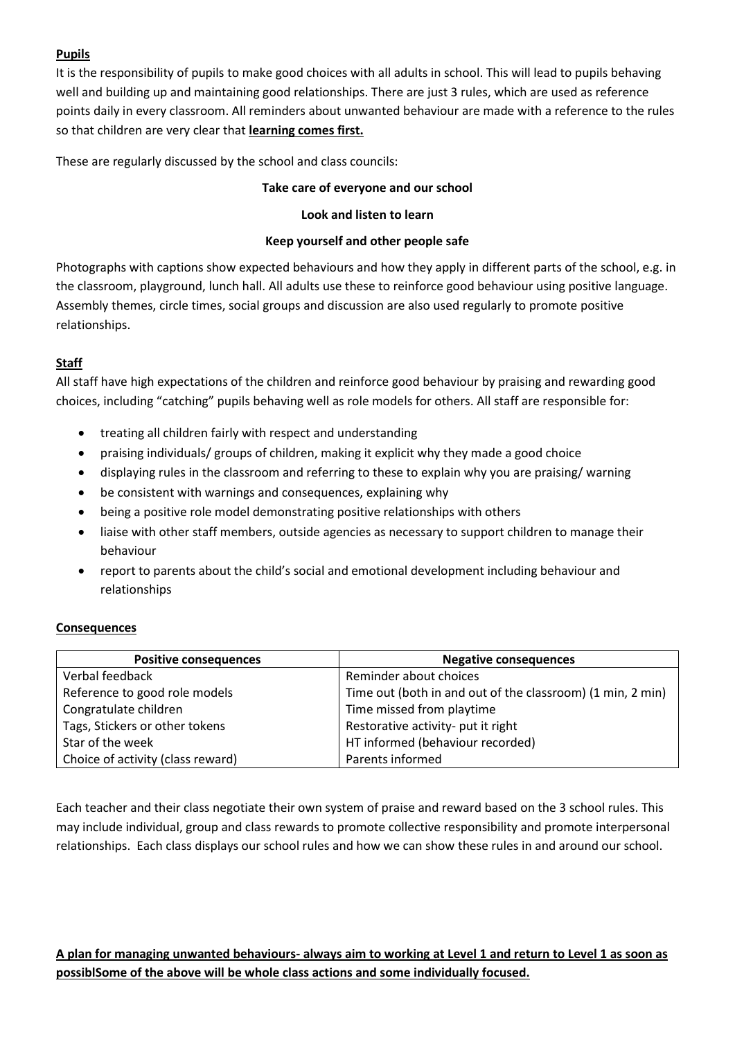**Pupils**

It is the responsibility of pupils to make good choices with all adults in school. This will lead to pupils behaving well and building up and maintaining good relationships. There are just 3 rules, which are used as reference points daily in every classroom. All reminders about unwanted behaviour are made with a reference to the rules so that children are very clear that **learning comes first.**

These are regularly discussed by the school and class councils:

**Take care of everyone and our school**

**Look and listen to learn**

**Keep yourself and other people safe**

Photographs with captions show expected behaviours and how they apply in different parts of the school, e.g. in the classroom, playground, lunch hall. All adults use these to reinforce good behaviour using positive language. Assembly themes, circle times, social groups and discussion are also used regularly to promote positive relationships.

**Staff**

All staff have high expectations of the children and reinforce good behaviour by praising and rewarding good choices, including "catching" pupils behaving well as role models for others. All staff are responsible for:

- treating all children fairly with respect and understanding
- praising individuals/ groups of children, making it explicit why they made a good choice
- displaying rules in the classroom and referring to these to explain why you are praising/ warning
- be consistent with warnings and consequences, explaining why
- being a positive role model demonstrating positive relationships with others
- liaise with other staff members, outside agencies as necessary to support children to manage their behaviour
- report to parents about the child's social and emotional development including behaviour and relationships

**Consequences**

| Positive consequences | Negative consequences |
|---|---|
| Verbal feedback | Reminder about choices |
| Reference to good role models | Time out (both in and out of the classroom) (1 min, 2 min) |
| Congratulate children | Time missed from playtime |
| Tags, Stickers or other tokens | Restorative activity- put it right |
| Star of the week | HT informed (behaviour recorded) |
| Choice of activity (class reward) | Parents informed |

Each teacher and their class negotiate their own system of praise and reward based on the 3 school rules. This may include individual, group and class rewards to promote collective responsibility and promote interpersonal relationships. Each class displays our school rules and how we can show these rules in and around our school.

**A plan for managing unwanted behaviours- always aim to working at Level 1 and return to Level 1 as soon as possiblSome of the above will be whole class actions and some individually focused.**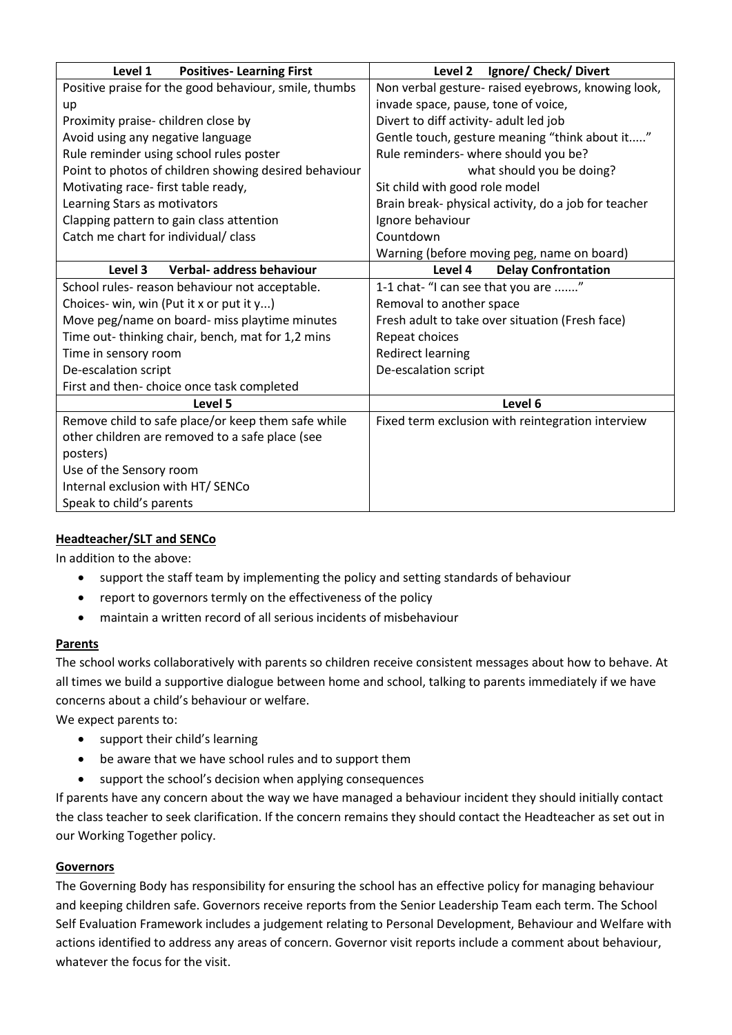| Level 1 Positives- Learning First | Level 2 Ignore/ Check/ Divert |
|---|---|
| Positive praise for the good behaviour, smile, thumbs up<br>Proximity praise- children close by<br>Avoid using any negative language<br>Rule reminder using school rules poster<br>Point to photos of children showing desired behaviour<br>Motivating race- first table ready,<br>Learning Stars as motivators<br>Clapping pattern to gain class attention<br>Catch me chart for individual/ class | Non verbal gesture- raised eyebrows, knowing look, invade space, pause, tone of voice,<br>Divert to diff activity- adult led job<br>Gentle touch, gesture meaning "think about it....."<br>Rule reminders- where should you be?<br>what should you be doing?<br>Sit child with good role model<br>Brain break- physical activity, do a job for teacher<br>Ignore behaviour<br>Countdown<br>Warning (before moving peg, name on board) |
| **Level 3 Verbal- address behaviour** | **Level 4 Delay Confrontation** |
| School rules- reason behaviour not acceptable.<br>Choices- win, win (Put it x or put it y...)<br>Move peg/name on board- miss playtime minutes<br>Time out- thinking chair, bench, mat for 1,2 mins<br>Time in sensory room<br>De-escalation script<br>First and then- choice once task completed | 1-1 chat- "I can see that you are ......."<br>Removal to another space<br>Fresh adult to take over situation (Fresh face)<br>Repeat choices<br>Redirect learning<br>De-escalation script |
| **Level 5** | **Level 6** |
| Remove child to safe place/or keep them safe while other children are removed to a safe place (see posters)<br>Use of the Sensory room<br>Internal exclusion with HT/ SENCo<br>Speak to child's parents | Fixed term exclusion with reintegration interview |

**Headteacher/SLT and SENCo**

In addition to the above:

- support the staff team by implementing the policy and setting standards of behaviour
- report to governors termly on the effectiveness of the policy
- maintain a written record of all serious incidents of misbehaviour

**Parents**

The school works collaboratively with parents so children receive consistent messages about how to behave. At all times we build a supportive dialogue between home and school, talking to parents immediately if we have concerns about a child's behaviour or welfare.

We expect parents to:

- support their child's learning
- be aware that we have school rules and to support them
- support the school's decision when applying consequences

If parents have any concern about the way we have managed a behaviour incident they should initially contact the class teacher to seek clarification. If the concern remains they should contact the Headteacher as set out in our Working Together policy.

**Governors**

The Governing Body has responsibility for ensuring the school has an effective policy for managing behaviour and keeping children safe. Governors receive reports from the Senior Leadership Team each term. The School Self Evaluation Framework includes a judgement relating to Personal Development, Behaviour and Welfare with actions identified to address any areas of concern. Governor visit reports include a comment about behaviour, whatever the focus for the visit.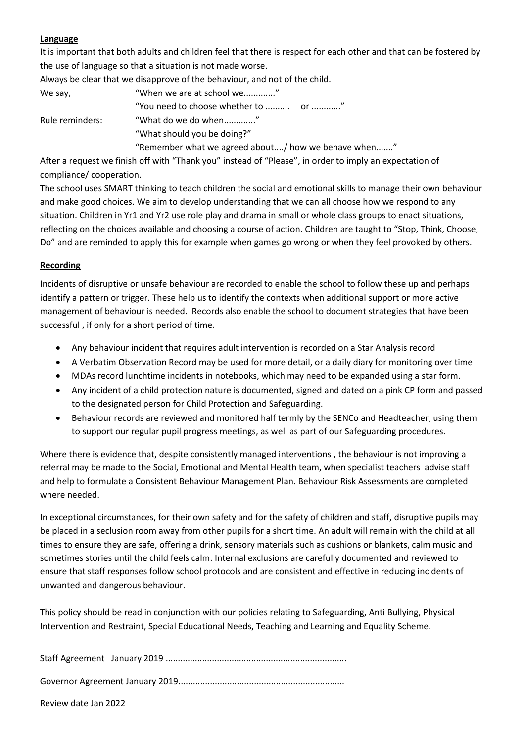**Language**

It is important that both adults and children feel that there is respect for each other and that can be fostered by the use of language so that a situation is not made worse.

Always be clear that we disapprove of the behaviour, and not of the child.

We say, "When we are at school we............."

"You need to choose whether to .......... or ............"

Rule reminders: "What do we do when............."

"What should you be doing?"

"Remember what we agreed about..../ how we behave when......."

After a request we finish off with "Thank you" instead of "Please", in order to imply an expectation of compliance/ cooperation.

The school uses SMART thinking to teach children the social and emotional skills to manage their own behaviour and make good choices. We aim to develop understanding that we can all choose how we respond to any situation. Children in Yr1 and Yr2 use role play and drama in small or whole class groups to enact situations, reflecting on the choices available and choosing a course of action. Children are taught to "Stop, Think, Choose, Do" and are reminded to apply this for example when games go wrong or when they feel provoked by others.

**Recording**

Incidents of disruptive or unsafe behaviour are recorded to enable the school to follow these up and perhaps identify a pattern or trigger. These help us to identify the contexts when additional support or more active management of behaviour is needed. Records also enable the school to document strategies that have been successful , if only for a short period of time.

- Any behaviour incident that requires adult intervention is recorded on a Star Analysis record
- A Verbatim Observation Record may be used for more detail, or a daily diary for monitoring over time
- MDAs record lunchtime incidents in notebooks, which may need to be expanded using a star form.
- Any incident of a child protection nature is documented, signed and dated on a pink CP form and passed to the designated person for Child Protection and Safeguarding.
- Behaviour records are reviewed and monitored half termly by the SENCo and Headteacher, using them to support our regular pupil progress meetings, as well as part of our Safeguarding procedures.

Where there is evidence that, despite consistently managed interventions , the behaviour is not improving a referral may be made to the Social, Emotional and Mental Health team, when specialist teachers advise staff and help to formulate a Consistent Behaviour Management Plan. Behaviour Risk Assessments are completed where needed.

In exceptional circumstances, for their own safety and for the safety of children and staff, disruptive pupils may be placed in a seclusion room away from other pupils for a short time. An adult will remain with the child at all times to ensure they are safe, offering a drink, sensory materials such as cushions or blankets, calm music and sometimes stories until the child feels calm. Internal exclusions are carefully documented and reviewed to ensure that staff responses follow school protocols and are consistent and effective in reducing incidents of unwanted and dangerous behaviour.

This policy should be read in conjunction with our policies relating to Safeguarding, Anti Bullying, Physical Intervention and Restraint, Special Educational Needs, Teaching and Learning and Equality Scheme.

Staff Agreement January 2019 .........................................................................

Governor Agreement January 2019...................................................................

Review date Jan 2022